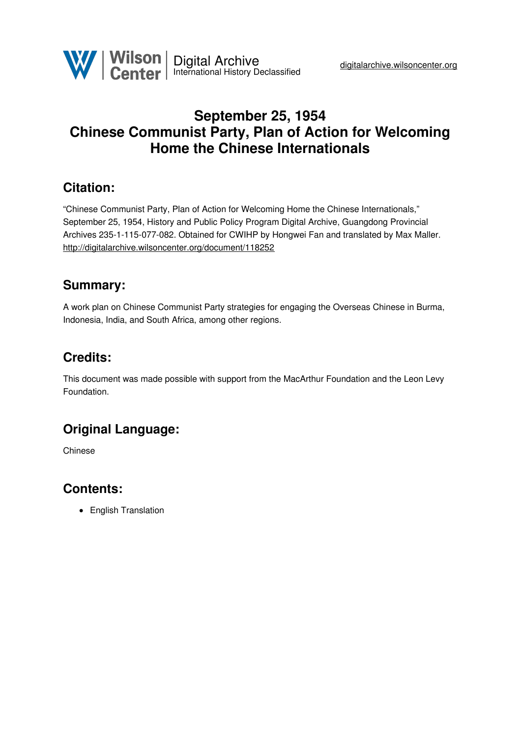# September 25, 1954
# Chinese Communist Party, Plan of Action for Welcoming Home the Chinese Internationals

## Citation:

"Chinese Communist Party, Plan of Action for Welcoming Home the Chinese Internationals," September 25, 1954, History and Public Policy Program Digital Archive, Guangdong Provincial Archives 235-1-115-077-082. Obtained for CWIHP by Hongwei Fan and translated by Max Maller.
http://digitalarchive.wilsoncenter.org/document/118252

## Summary:

A work plan on Chinese Communist Party strategies for engaging the Overseas Chinese in Burma, Indonesia, India, and South Africa, among other regions.

## Credits:

This document was made possible with support from the MacArthur Foundation and the Leon Levy Foundation.

## Original Language:

Chinese

## Contents:

- English Translation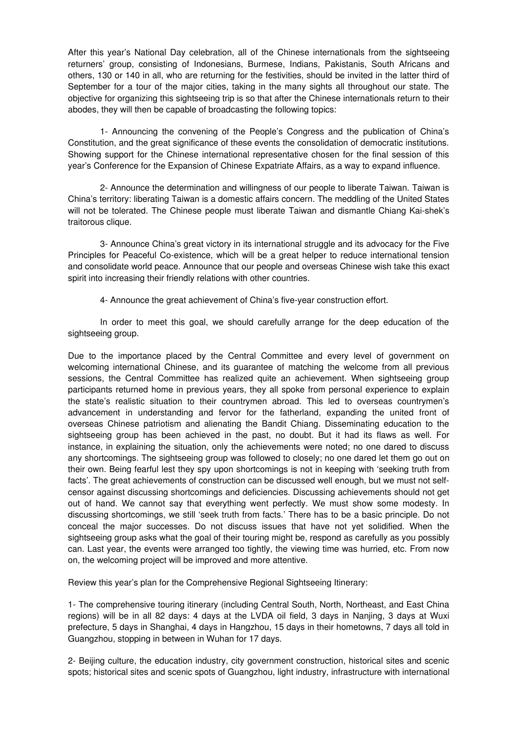After this year's National Day celebration, all of the Chinese internationals from the sightseeing returners' group, consisting of Indonesians, Burmese, Indians, Pakistanis, South Africans and others, 130 or 140 in all, who are returning for the festivities, should be invited in the latter third of September for a tour of the major cities, taking in the many sights all throughout our state. The objective for organizing this sightseeing trip is so that after the Chinese internationals return to their abodes, they will then be capable of broadcasting the following topics:

1- Announcing the convening of the People's Congress and the publication of China's Constitution, and the great significance of these events the consolidation of democratic institutions. Showing support for the Chinese international representative chosen for the final session of this year's Conference for the Expansion of Chinese Expatriate Affairs, as a way to expand influence.

2- Announce the determination and willingness of our people to liberate Taiwan. Taiwan is China's territory: liberating Taiwan is a domestic affairs concern. The meddling of the United States will not be tolerated. The Chinese people must liberate Taiwan and dismantle Chiang Kai-shek's traitorous clique.

3- Announce China's great victory in its international struggle and its advocacy for the Five Principles for Peaceful Co-existence, which will be a great helper to reduce international tension and consolidate world peace. Announce that our people and overseas Chinese wish take this exact spirit into increasing their friendly relations with other countries.

4- Announce the great achievement of China's five-year construction effort.

In order to meet this goal, we should carefully arrange for the deep education of the sightseeing group.

Due to the importance placed by the Central Committee and every level of government on welcoming international Chinese, and its guarantee of matching the welcome from all previous sessions, the Central Committee has realized quite an achievement. When sightseeing group participants returned home in previous years, they all spoke from personal experience to explain the state's realistic situation to their countrymen abroad. This led to overseas countrymen's advancement in understanding and fervor for the fatherland, expanding the united front of overseas Chinese patriotism and alienating the Bandit Chiang. Disseminating education to the sightseeing group has been achieved in the past, no doubt. But it had its flaws as well. For instance, in explaining the situation, only the achievements were noted; no one dared to discuss any shortcomings. The sightseeing group was followed to closely; no one dared let them go out on their own. Being fearful lest they spy upon shortcomings is not in keeping with 'seeking truth from facts'. The great achievements of construction can be discussed well enough, but we must not self-censor against discussing shortcomings and deficiencies. Discussing achievements should not get out of hand. We cannot say that everything went perfectly. We must show some modesty. In discussing shortcomings, we still 'seek truth from facts.' There has to be a basic principle. Do not conceal the major successes. Do not discuss issues that have not yet solidified. When the sightseeing group asks what the goal of their touring might be, respond as carefully as you possibly can. Last year, the events were arranged too tightly, the viewing time was hurried, etc. From now on, the welcoming project will be improved and more attentive.

Review this year's plan for the Comprehensive Regional Sightseeing Itinerary:

1- The comprehensive touring itinerary (including Central South, North, Northeast, and East China regions) will be in all 82 days: 4 days at the LVDA oil field, 3 days in Nanjing, 3 days at Wuxi prefecture, 5 days in Shanghai, 4 days in Hangzhou, 15 days in their hometowns, 7 days all told in Guangzhou, stopping in between in Wuhan for 17 days.

2- Beijing culture, the education industry, city government construction, historical sites and scenic spots; historical sites and scenic spots of Guangzhou, light industry, infrastructure with international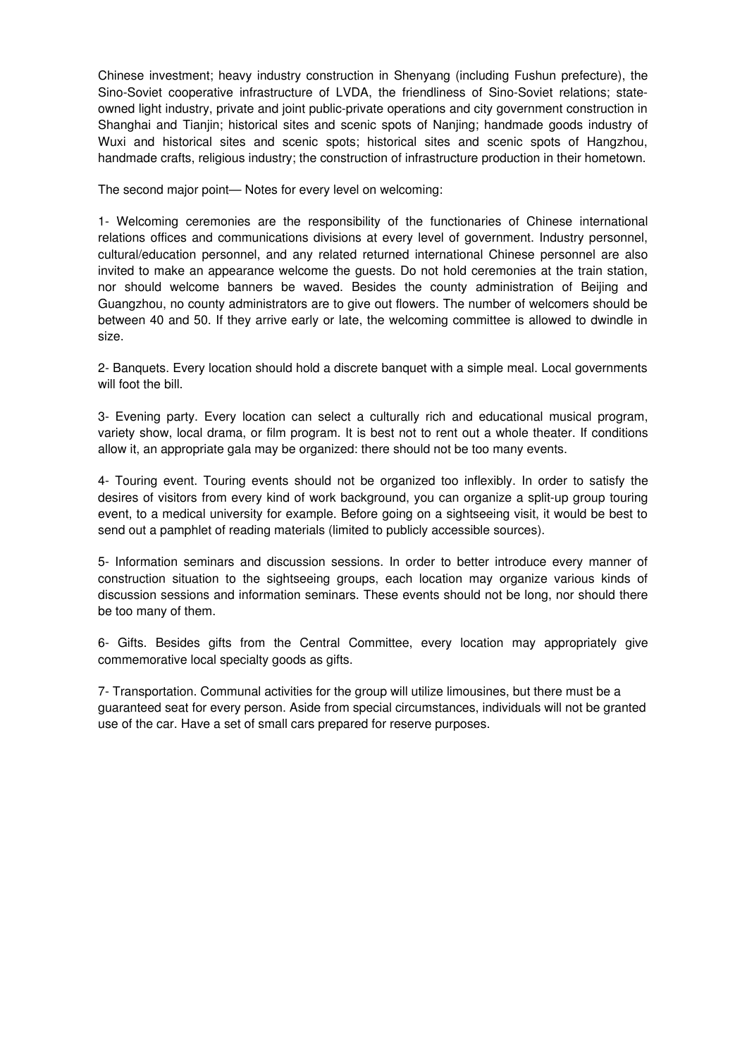Chinese investment; heavy industry construction in Shenyang (including Fushun prefecture), the Sino-Soviet cooperative infrastructure of LVDA, the friendliness of Sino-Soviet relations; state-owned light industry, private and joint public-private operations and city government construction in Shanghai and Tianjin; historical sites and scenic spots of Nanjing; handmade goods industry of Wuxi and historical sites and scenic spots; historical sites and scenic spots of Hangzhou, handmade crafts, religious industry; the construction of infrastructure production in their hometown.

The second major point— Notes for every level on welcoming:

1- Welcoming ceremonies are the responsibility of the functionaries of Chinese international relations offices and communications divisions at every level of government. Industry personnel, cultural/education personnel, and any related returned international Chinese personnel are also invited to make an appearance welcome the guests. Do not hold ceremonies at the train station, nor should welcome banners be waved. Besides the county administration of Beijing and Guangzhou, no county administrators are to give out flowers. The number of welcomers should be between 40 and 50. If they arrive early or late, the welcoming committee is allowed to dwindle in size.

2- Banquets. Every location should hold a discrete banquet with a simple meal. Local governments will foot the bill.

3- Evening party. Every location can select a culturally rich and educational musical program, variety show, local drama, or film program. It is best not to rent out a whole theater. If conditions allow it, an appropriate gala may be organized: there should not be too many events.

4- Touring event. Touring events should not be organized too inflexibly. In order to satisfy the desires of visitors from every kind of work background, you can organize a split-up group touring event, to a medical university for example. Before going on a sightseeing visit, it would be best to send out a pamphlet of reading materials (limited to publicly accessible sources).

5- Information seminars and discussion sessions. In order to better introduce every manner of construction situation to the sightseeing groups, each location may organize various kinds of discussion sessions and information seminars. These events should not be long, nor should there be too many of them.

6- Gifts. Besides gifts from the Central Committee, every location may appropriately give commemorative local specialty goods as gifts.

7- Transportation. Communal activities for the group will utilize limousines, but there must be a guaranteed seat for every person. Aside from special circumstances, individuals will not be granted use of the car. Have a set of small cars prepared for reserve purposes.